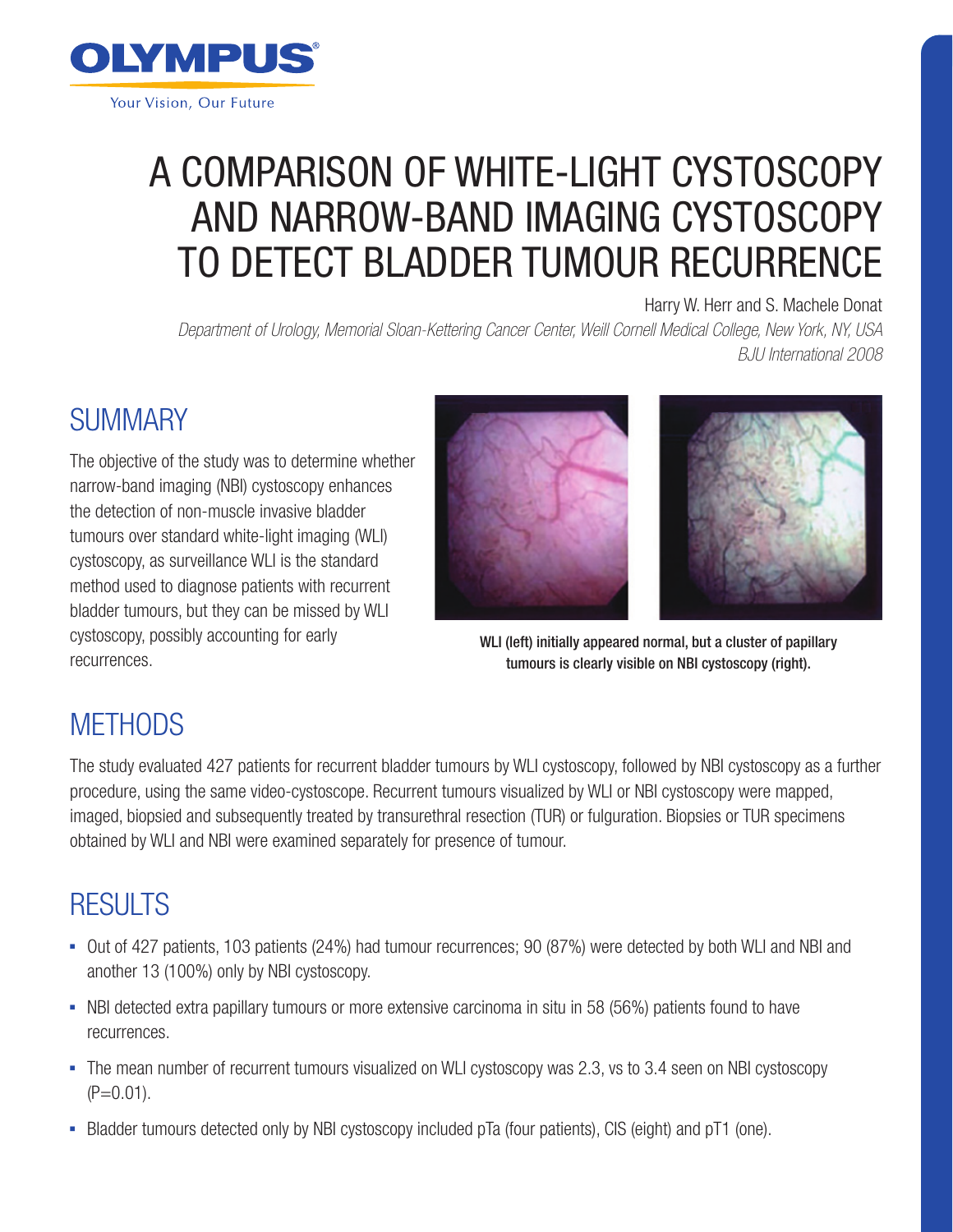OLYMPUS

Your Vision, Our Future

# A COMPARISON OF WHITE-LIGHT CYSTOSCOPY AND NARROW-BAND IMAGING CYSTOSCOPY TO DETECT BLADDER TUMOUR RECURRENCE

Harry W. Herr and S. Machele Donat

*Department of Urology, Memorial Sloan-Kettering Cancer Center, Weill Cornell Medical College, New York, NY, USA*

*BJU International 2008*

## SUMMARY

The objective of the study was to determine whether narrow-band imaging (NBI) cystoscopy enhances the detection of non-muscle invasive bladder tumours over standard white-light imaging (WLI) cystoscopy, as surveillance WLI is the standard method used to diagnose patients with recurrent bladder tumours, but they can be missed by WLI cystoscopy, possibly accounting for early recurrences.

**WLI (left) initially appeared normal, but a cluster of papillary tumours is clearly visible on NBI cystoscopy (right).**

## METHODS

The study evaluated 427 patients for recurrent bladder tumours by WLI cystoscopy, followed by NBI cystoscopy as a further procedure, using the same video-cystoscope. Recurrent tumours visualized by WLI or NBI cystoscopy were mapped, imaged, biopsied and subsequently treated by transurethral resection (TUR) or fulguration. Biopsies or TUR specimens obtained by WLI and NBI were examined separately for presence of tumour.

## RESULTS

- Out of 427 patients, 103 patients (24%) had tumour recurrences; 90 (87%) were detected by both WLI and NBI and another 13 (100%) only by NBI cystoscopy.
- NBI detected extra papillary tumours or more extensive carcinoma in situ in 58 (56%) patients found to have recurrences.
- The mean number of recurrent tumours visualized on WLI cystoscopy was 2.3, vs to 3.4 seen on NBI cystoscopy ($P=0.01$).
- Bladder tumours detected only by NBI cystoscopy included pTa (four patients), CIS (eight) and pT1 (one).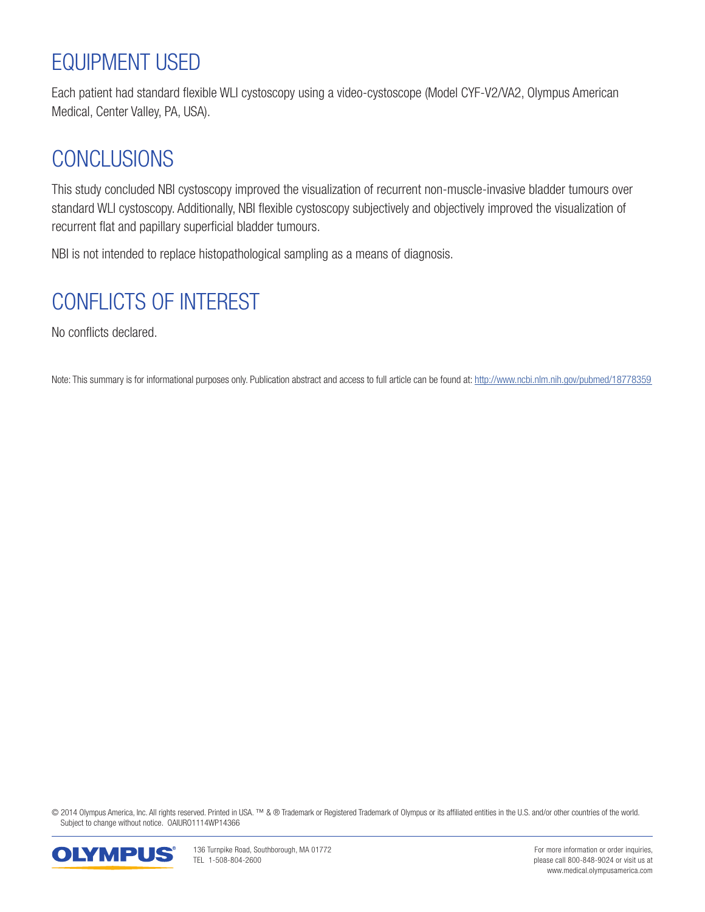## EQUIPMENT USED

Each patient had standard flexible WLI cystoscopy using a video-cystoscope (Model CYF-V2/VA2, Olympus American Medical, Center Valley, PA, USA).

## CONCLUSIONS

This study concluded NBI cystoscopy improved the visualization of recurrent non-muscle-invasive bladder tumours over standard WLI cystoscopy. Additionally, NBI flexible cystoscopy subjectively and objectively improved the visualization of recurrent flat and papillary superficial bladder tumours.

NBI is not intended to replace histopathological sampling as a means of diagnosis.

## CONFLICTS OF INTEREST

No conflicts declared.

Note: This summary is for informational purposes only. Publication abstract and access to full article can be found at: http://www.ncbi.nlm.nih.gov/pubmed/18778359

© 2014 Olympus America, Inc. All rights reserved. Printed in USA. ™ & ® Trademark or Registered Trademark of Olympus or its affiliated entities in the U.S. and/or other countries of the world. Subject to change without notice. OAIURO1114WP14366

OLYMPUS®

136 Turnpike Road, Southborough, MA 01772
TEL 1-508-804-2600

For more information or order inquiries, please call 800-848-9024 or visit us at www.medical.olympusamerica.com